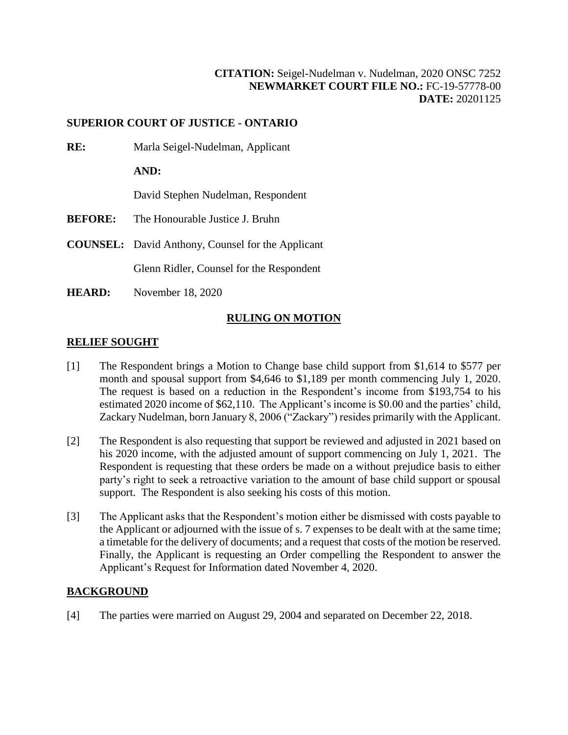**CITATION:** Seigel-Nudelman v. Nudelman, 2020 ONSC 7252
**NEWMARKET COURT FILE NO.:** FC-19-57778-00
**DATE:** 20201125

**SUPERIOR COURT OF JUSTICE - ONTARIO**

**RE:** Marla Seigel-Nudelman, Applicant

**AND:**

David Stephen Nudelman, Respondent

**BEFORE:** The Honourable Justice J. Bruhn

**COUNSEL:** David Anthony, Counsel for the Applicant

Glenn Ridler, Counsel for the Respondent

**HEARD:** November 18, 2020

## RULING ON MOTION

## RELIEF SOUGHT

[1] The Respondent brings a Motion to Change base child support from $1,614 to $577 per month and spousal support from $4,646 to $1,189 per month commencing July 1, 2020. The request is based on a reduction in the Respondent's income from $193,754 to his estimated 2020 income of $62,110. The Applicant's income is $0.00 and the parties' child, Zackary Nudelman, born January 8, 2006 ("Zackary") resides primarily with the Applicant.

[2] The Respondent is also requesting that support be reviewed and adjusted in 2021 based on his 2020 income, with the adjusted amount of support commencing on July 1, 2021. The Respondent is requesting that these orders be made on a without prejudice basis to either party's right to seek a retroactive variation to the amount of base child support or spousal support. The Respondent is also seeking his costs of this motion.

[3] The Applicant asks that the Respondent's motion either be dismissed with costs payable to the Applicant or adjourned with the issue of s. 7 expenses to be dealt with at the same time; a timetable for the delivery of documents; and a request that costs of the motion be reserved. Finally, the Applicant is requesting an Order compelling the Respondent to answer the Applicant's Request for Information dated November 4, 2020.

## BACKGROUND

[4] The parties were married on August 29, 2004 and separated on December 22, 2018.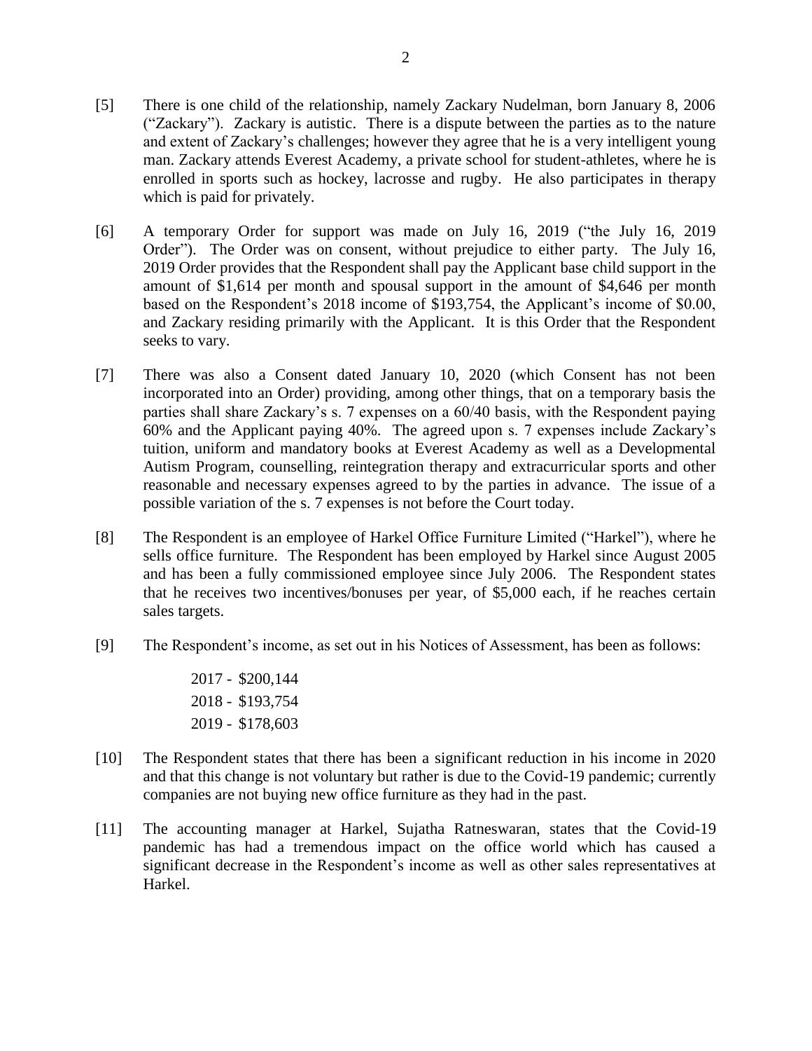[5] There is one child of the relationship, namely Zackary Nudelman, born January 8, 2006 ("Zackary"). Zackary is autistic. There is a dispute between the parties as to the nature and extent of Zackary's challenges; however they agree that he is a very intelligent young man. Zackary attends Everest Academy, a private school for student-athletes, where he is enrolled in sports such as hockey, lacrosse and rugby. He also participates in therapy which is paid for privately.

[6] A temporary Order for support was made on July 16, 2019 ("the July 16, 2019 Order"). The Order was on consent, without prejudice to either party. The July 16, 2019 Order provides that the Respondent shall pay the Applicant base child support in the amount of $1,614 per month and spousal support in the amount of $4,646 per month based on the Respondent's 2018 income of $193,754, the Applicant's income of $0.00, and Zackary residing primarily with the Applicant. It is this Order that the Respondent seeks to vary.

[7] There was also a Consent dated January 10, 2020 (which Consent has not been incorporated into an Order) providing, among other things, that on a temporary basis the parties shall share Zackary's s. 7 expenses on a 60/40 basis, with the Respondent paying 60% and the Applicant paying 40%. The agreed upon s. 7 expenses include Zackary's tuition, uniform and mandatory books at Everest Academy as well as a Developmental Autism Program, counselling, reintegration therapy and extracurricular sports and other reasonable and necessary expenses agreed to by the parties in advance. The issue of a possible variation of the s. 7 expenses is not before the Court today.

[8] The Respondent is an employee of Harkel Office Furniture Limited ("Harkel"), where he sells office furniture. The Respondent has been employed by Harkel since August 2005 and has been a fully commissioned employee since July 2006. The Respondent states that he receives two incentives/bonuses per year, of $5,000 each, if he reaches certain sales targets.

[9] The Respondent's income, as set out in his Notices of Assessment, has been as follows:

> 2017 - $200,144
> 2018 - $193,754
> 2019 - $178,603

[10] The Respondent states that there has been a significant reduction in his income in 2020 and that this change is not voluntary but rather is due to the Covid-19 pandemic; currently companies are not buying new office furniture as they had in the past.

[11] The accounting manager at Harkel, Sujatha Ratneswaran, states that the Covid-19 pandemic has had a tremendous impact on the office world which has caused a significant decrease in the Respondent's income as well as other sales representatives at Harkel.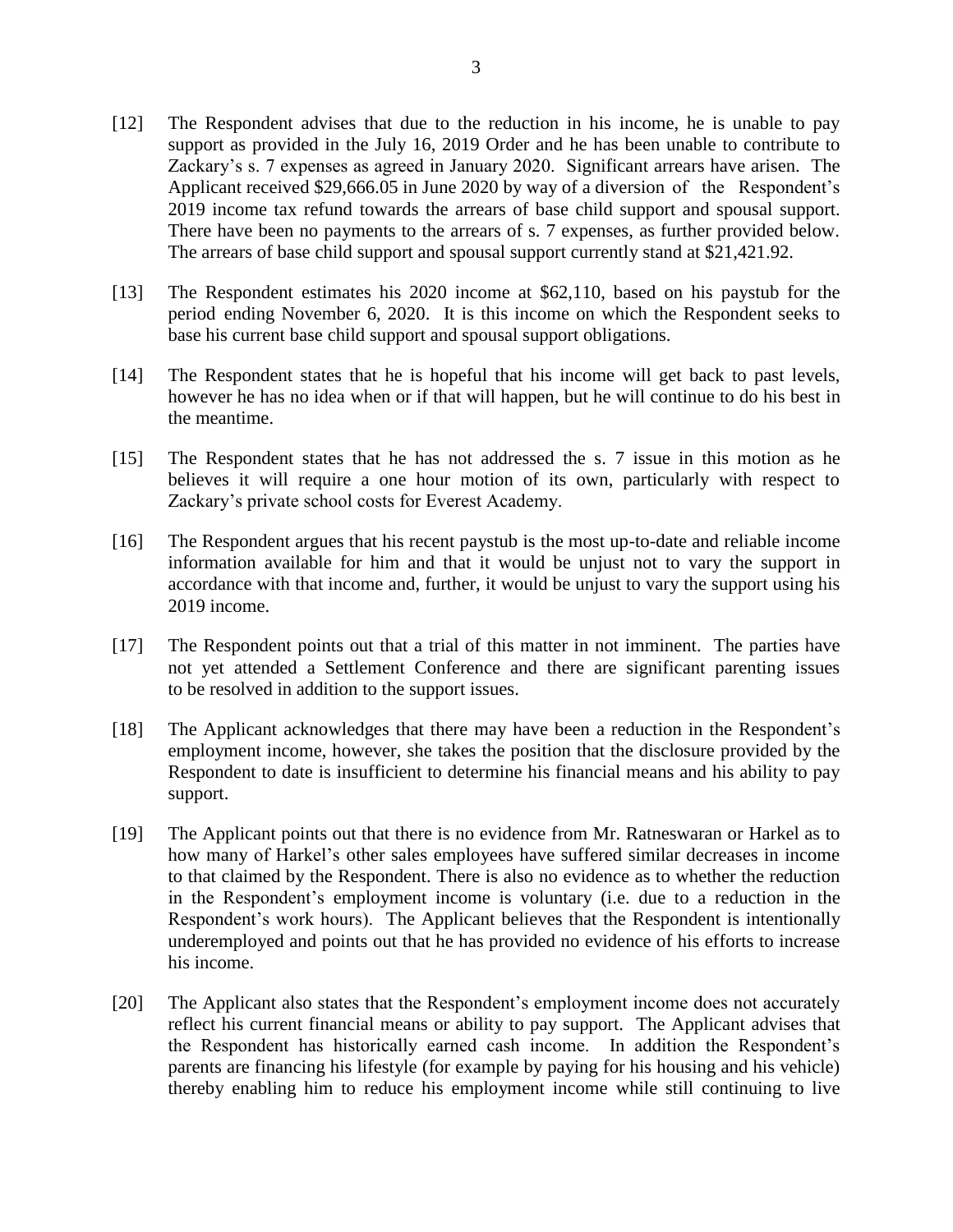[12] The Respondent advises that due to the reduction in his income, he is unable to pay support as provided in the July 16, 2019 Order and he has been unable to contribute to Zackary's s. 7 expenses as agreed in January 2020. Significant arrears have arisen. The Applicant received $29,666.05 in June 2020 by way of a diversion of the Respondent's 2019 income tax refund towards the arrears of base child support and spousal support. There have been no payments to the arrears of s. 7 expenses, as further provided below. The arrears of base child support and spousal support currently stand at $21,421.92.

[13] The Respondent estimates his 2020 income at $62,110, based on his paystub for the period ending November 6, 2020. It is this income on which the Respondent seeks to base his current base child support and spousal support obligations.

[14] The Respondent states that he is hopeful that his income will get back to past levels, however he has no idea when or if that will happen, but he will continue to do his best in the meantime.

[15] The Respondent states that he has not addressed the s. 7 issue in this motion as he believes it will require a one hour motion of its own, particularly with respect to Zackary's private school costs for Everest Academy.

[16] The Respondent argues that his recent paystub is the most up-to-date and reliable income information available for him and that it would be unjust not to vary the support in accordance with that income and, further, it would be unjust to vary the support using his 2019 income.

[17] The Respondent points out that a trial of this matter in not imminent. The parties have not yet attended a Settlement Conference and there are significant parenting issues to be resolved in addition to the support issues.

[18] The Applicant acknowledges that there may have been a reduction in the Respondent's employment income, however, she takes the position that the disclosure provided by the Respondent to date is insufficient to determine his financial means and his ability to pay support.

[19] The Applicant points out that there is no evidence from Mr. Ratneswaran or Harkel as to how many of Harkel's other sales employees have suffered similar decreases in income to that claimed by the Respondent. There is also no evidence as to whether the reduction in the Respondent's employment income is voluntary (i.e. due to a reduction in the Respondent's work hours). The Applicant believes that the Respondent is intentionally underemployed and points out that he has provided no evidence of his efforts to increase his income.

[20] The Applicant also states that the Respondent's employment income does not accurately reflect his current financial means or ability to pay support. The Applicant advises that the Respondent has historically earned cash income. In addition the Respondent's parents are financing his lifestyle (for example by paying for his housing and his vehicle) thereby enabling him to reduce his employment income while still continuing to live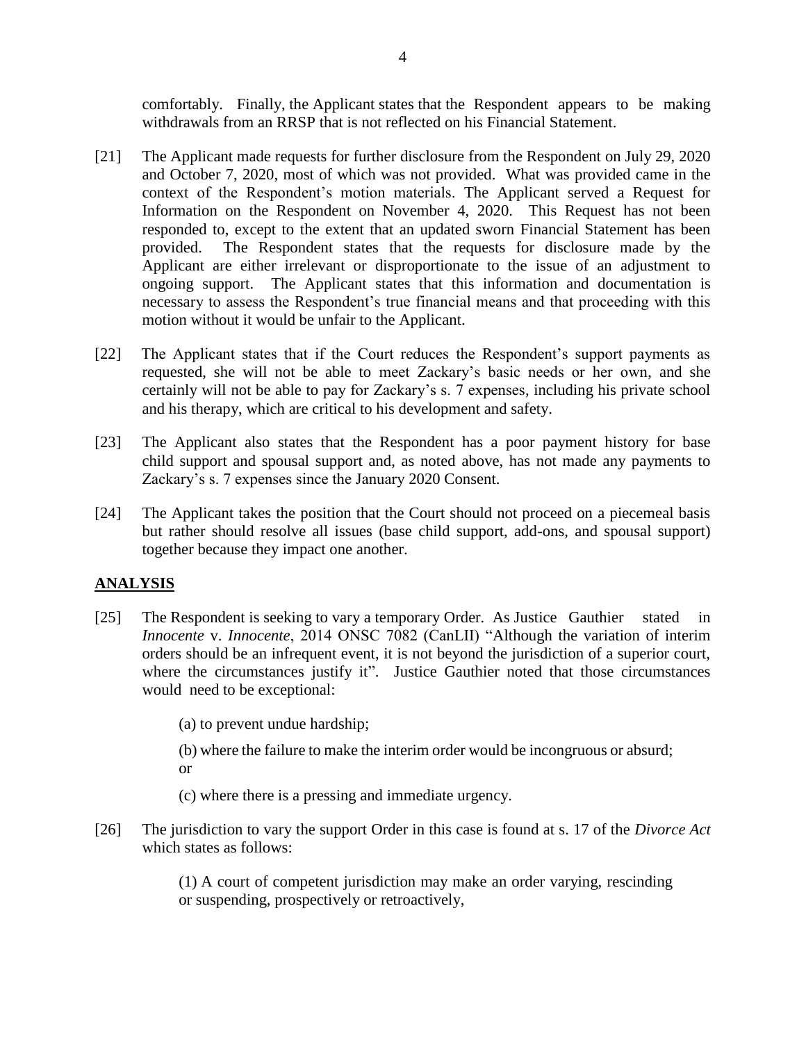comfortably. Finally, the Applicant states that the Respondent appears to be making withdrawals from an RRSP that is not reflected on his Financial Statement.

[21] The Applicant made requests for further disclosure from the Respondent on July 29, 2020 and October 7, 2020, most of which was not provided. What was provided came in the context of the Respondent's motion materials. The Applicant served a Request for Information on the Respondent on November 4, 2020. This Request has not been responded to, except to the extent that an updated sworn Financial Statement has been provided. The Respondent states that the requests for disclosure made by the Applicant are either irrelevant or disproportionate to the issue of an adjustment to ongoing support. The Applicant states that this information and documentation is necessary to assess the Respondent's true financial means and that proceeding with this motion without it would be unfair to the Applicant.

[22] The Applicant states that if the Court reduces the Respondent's support payments as requested, she will not be able to meet Zackary's basic needs or her own, and she certainly will not be able to pay for Zackary's s. 7 expenses, including his private school and his therapy, which are critical to his development and safety.

[23] The Applicant also states that the Respondent has a poor payment history for base child support and spousal support and, as noted above, has not made any payments to Zackary's s. 7 expenses since the January 2020 Consent.

[24] The Applicant takes the position that the Court should not proceed on a piecemeal basis but rather should resolve all issues (base child support, add-ons, and spousal support) together because they impact one another.

## ANALYSIS

[25] The Respondent is seeking to vary a temporary Order. As Justice Gauthier stated in *Innocente* v. *Innocente*, 2014 ONSC 7082 (CanLII) "Although the variation of interim orders should be an infrequent event, it is not beyond the jurisdiction of a superior court, where the circumstances justify it". Justice Gauthier noted that those circumstances would need to be exceptional:

> (a) to prevent undue hardship;
>
> (b) where the failure to make the interim order would be incongruous or absurd; or
>
> (c) where there is a pressing and immediate urgency.

[26] The jurisdiction to vary the support Order in this case is found at s. 17 of the *Divorce Act* which states as follows:

> (1) A court of competent jurisdiction may make an order varying, rescinding or suspending, prospectively or retroactively,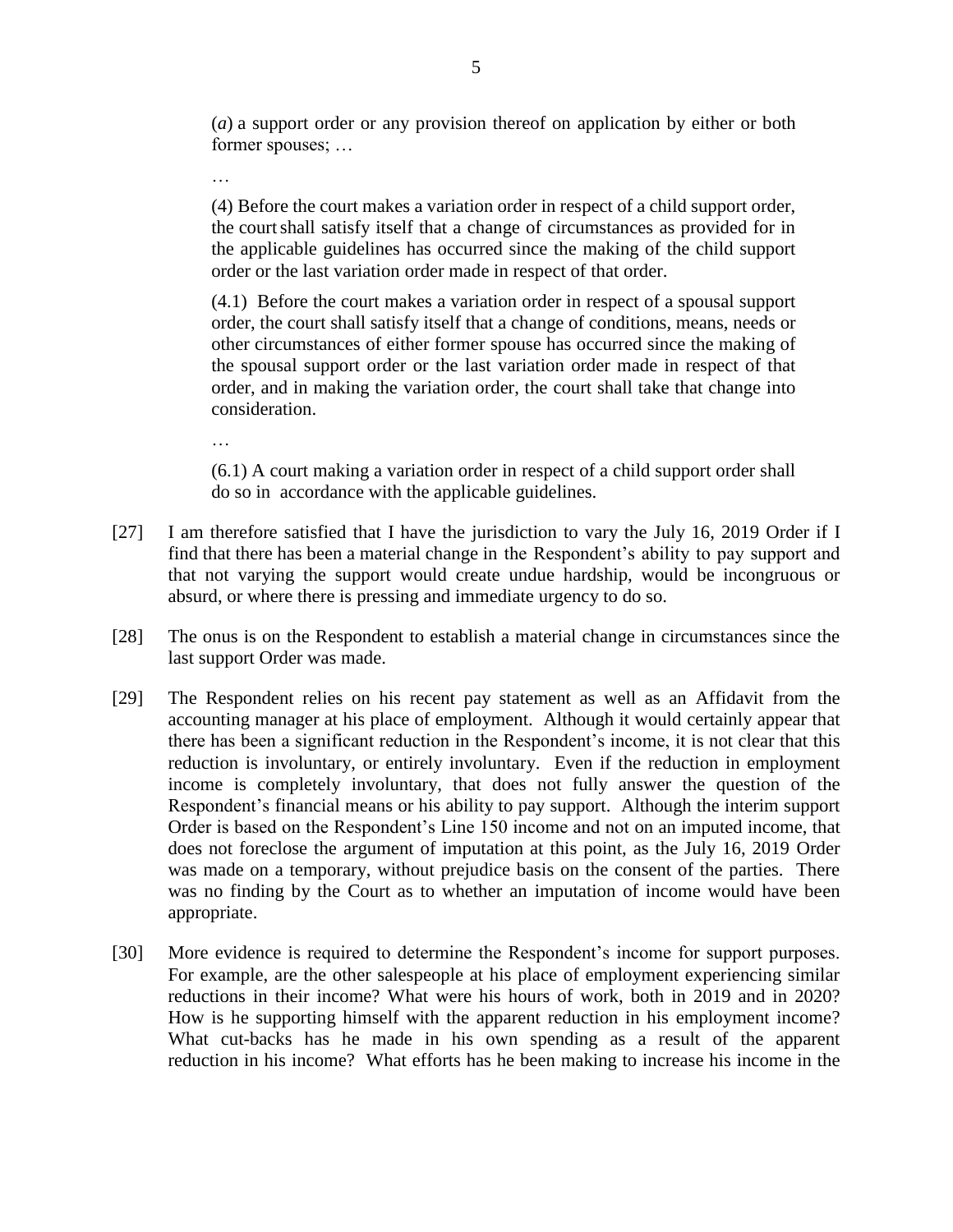(*a*) a support order or any provision thereof on application by either or both former spouses; …

…

(4) Before the court makes a variation order in respect of a child support order, the court shall satisfy itself that a change of circumstances as provided for in the applicable guidelines has occurred since the making of the child support order or the last variation order made in respect of that order.

(4.1) Before the court makes a variation order in respect of a spousal support order, the court shall satisfy itself that a change of conditions, means, needs or other circumstances of either former spouse has occurred since the making of the spousal support order or the last variation order made in respect of that order, and in making the variation order, the court shall take that change into consideration.

…

(6.1) A court making a variation order in respect of a child support order shall do so in accordance with the applicable guidelines.

[27] I am therefore satisfied that I have the jurisdiction to vary the July 16, 2019 Order if I find that there has been a material change in the Respondent's ability to pay support and that not varying the support would create undue hardship, would be incongruous or absurd, or where there is pressing and immediate urgency to do so.

[28] The onus is on the Respondent to establish a material change in circumstances since the last support Order was made.

[29] The Respondent relies on his recent pay statement as well as an Affidavit from the accounting manager at his place of employment. Although it would certainly appear that there has been a significant reduction in the Respondent's income, it is not clear that this reduction is involuntary, or entirely involuntary. Even if the reduction in employment income is completely involuntary, that does not fully answer the question of the Respondent's financial means or his ability to pay support. Although the interim support Order is based on the Respondent's Line 150 income and not on an imputed income, that does not foreclose the argument of imputation at this point, as the July 16, 2019 Order was made on a temporary, without prejudice basis on the consent of the parties. There was no finding by the Court as to whether an imputation of income would have been appropriate.

[30] More evidence is required to determine the Respondent's income for support purposes. For example, are the other salespeople at his place of employment experiencing similar reductions in their income? What were his hours of work, both in 2019 and in 2020? How is he supporting himself with the apparent reduction in his employment income? What cut-backs has he made in his own spending as a result of the apparent reduction in his income? What efforts has he been making to increase his income in the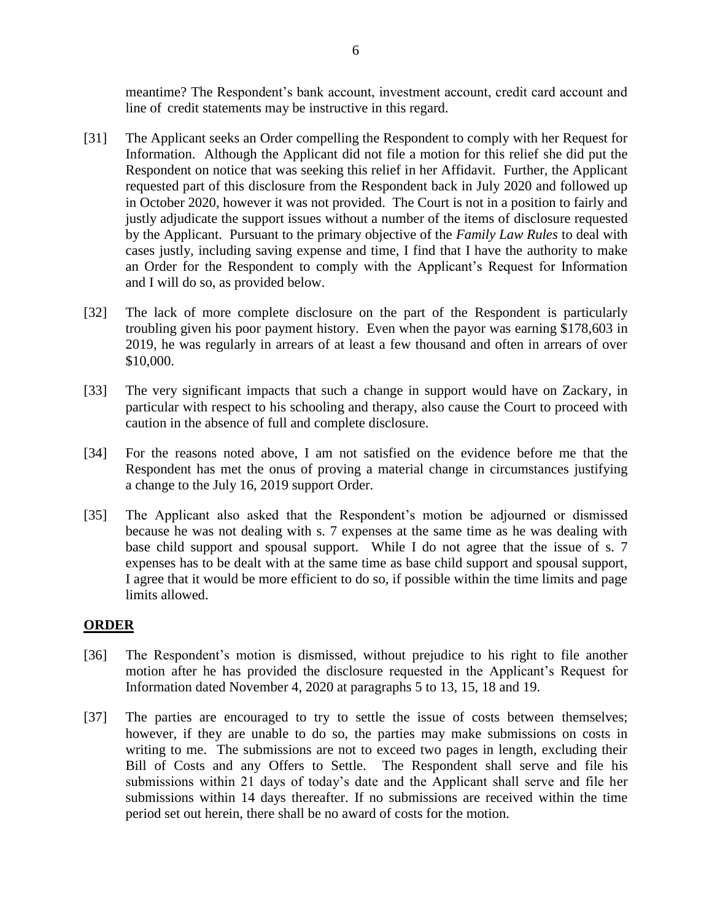meantime? The Respondent's bank account, investment account, credit card account and line of credit statements may be instructive in this regard.

[31] The Applicant seeks an Order compelling the Respondent to comply with her Request for Information. Although the Applicant did not file a motion for this relief she did put the Respondent on notice that was seeking this relief in her Affidavit. Further, the Applicant requested part of this disclosure from the Respondent back in July 2020 and followed up in October 2020, however it was not provided. The Court is not in a position to fairly and justly adjudicate the support issues without a number of the items of disclosure requested by the Applicant. Pursuant to the primary objective of the *Family Law Rules* to deal with cases justly, including saving expense and time, I find that I have the authority to make an Order for the Respondent to comply with the Applicant's Request for Information and I will do so, as provided below.

[32] The lack of more complete disclosure on the part of the Respondent is particularly troubling given his poor payment history. Even when the payor was earning $178,603 in 2019, he was regularly in arrears of at least a few thousand and often in arrears of over $10,000.

[33] The very significant impacts that such a change in support would have on Zackary, in particular with respect to his schooling and therapy, also cause the Court to proceed with caution in the absence of full and complete disclosure.

[34] For the reasons noted above, I am not satisfied on the evidence before me that the Respondent has met the onus of proving a material change in circumstances justifying a change to the July 16, 2019 support Order.

[35] The Applicant also asked that the Respondent's motion be adjourned or dismissed because he was not dealing with s. 7 expenses at the same time as he was dealing with base child support and spousal support. While I do not agree that the issue of s. 7 expenses has to be dealt with at the same time as base child support and spousal support, I agree that it would be more efficient to do so, if possible within the time limits and page limits allowed.

## ORDER

[36] The Respondent's motion is dismissed, without prejudice to his right to file another motion after he has provided the disclosure requested in the Applicant's Request for Information dated November 4, 2020 at paragraphs 5 to 13, 15, 18 and 19.

[37] The parties are encouraged to try to settle the issue of costs between themselves; however, if they are unable to do so, the parties may make submissions on costs in writing to me. The submissions are not to exceed two pages in length, excluding their Bill of Costs and any Offers to Settle. The Respondent shall serve and file his submissions within 21 days of today's date and the Applicant shall serve and file her submissions within 14 days thereafter. If no submissions are received within the time period set out herein, there shall be no award of costs for the motion.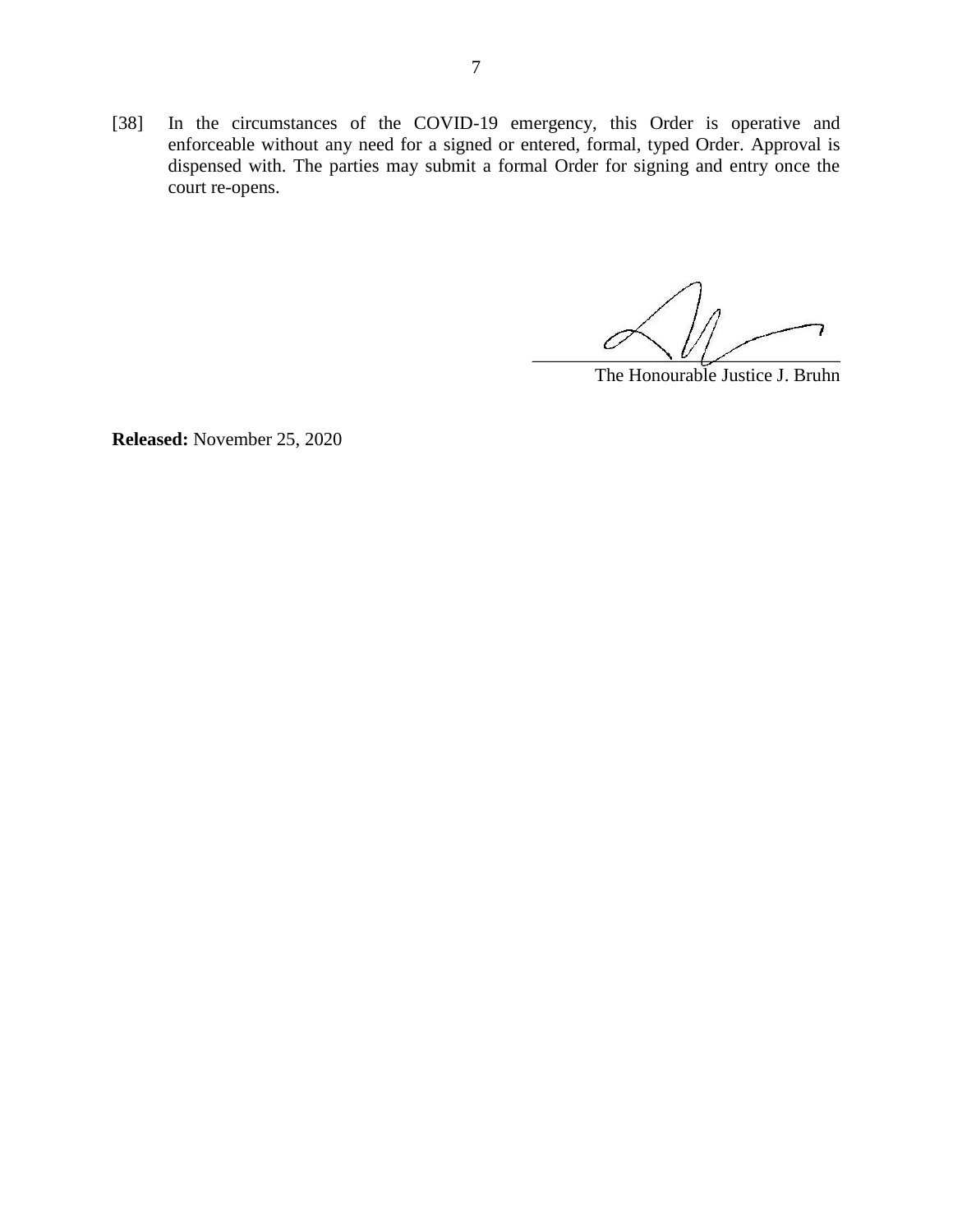[38] In the circumstances of the COVID-19 emergency, this Order is operative and enforceable without any need for a signed or entered, formal, typed Order. Approval is dispensed with. The parties may submit a formal Order for signing and entry once the court re-opens.

The Honourable Justice J. Bruhn

**Released:** November 25, 2020